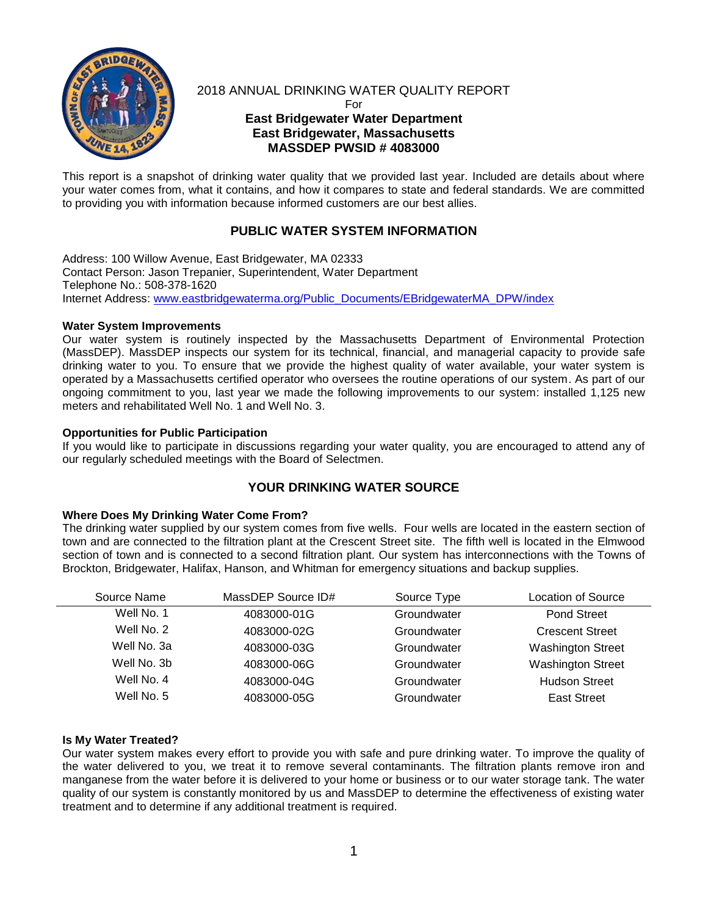# 2018 ANNUAL DRINKING WATER QUALITY REPORT

For

**East Bridgewater Water Department**
**East Bridgewater, Massachusetts**
**MASSDEP PWSID # 4083000**

This report is a snapshot of drinking water quality that we provided last year. Included are details about where your water comes from, what it contains, and how it compares to state and federal standards. We are committed to providing you with information because informed customers are our best allies.

## PUBLIC WATER SYSTEM INFORMATION

Address: 100 Willow Avenue, East Bridgewater, MA 02333
Contact Person: Jason Trepanier, Superintendent, Water Department
Telephone No.: 508-378-1620
Internet Address: www.eastbridgewaterma.org/Public_Documents/EBridgewaterMA_DPW/index

### Water System Improvements

Our water system is routinely inspected by the Massachusetts Department of Environmental Protection (MassDEP). MassDEP inspects our system for its technical, financial, and managerial capacity to provide safe drinking water to you. To ensure that we provide the highest quality of water available, your water system is operated by a Massachusetts certified operator who oversees the routine operations of our system. As part of our ongoing commitment to you, last year we made the following improvements to our system: installed 1,125 new meters and rehabilitated Well No. 1 and Well No. 3.

### Opportunities for Public Participation

If you would like to participate in discussions regarding your water quality, you are encouraged to attend any of our regularly scheduled meetings with the Board of Selectmen.

## YOUR DRINKING WATER SOURCE

### Where Does My Drinking Water Come From?

The drinking water supplied by our system comes from five wells. Four wells are located in the eastern section of town and are connected to the filtration plant at the Crescent Street site. The fifth well is located in the Elmwood section of town and is connected to a second filtration plant. Our system has interconnections with the Towns of Brockton, Bridgewater, Halifax, Hanson, and Whitman for emergency situations and backup supplies.

| Source Name | MassDEP Source ID# | Source Type | Location of Source |
|---|---|---|---|
| Well No. 1 | 4083000-01G | Groundwater | Pond Street |
| Well No. 2 | 4083000-02G | Groundwater | Crescent Street |
| Well No. 3a | 4083000-03G | Groundwater | Washington Street |
| Well No. 3b | 4083000-06G | Groundwater | Washington Street |
| Well No. 4 | 4083000-04G | Groundwater | Hudson Street |
| Well No. 5 | 4083000-05G | Groundwater | East Street |

### Is My Water Treated?

Our water system makes every effort to provide you with safe and pure drinking water. To improve the quality of the water delivered to you, we treat it to remove several contaminants. The filtration plants remove iron and manganese from the water before it is delivered to your home or business or to our water storage tank. The water quality of our system is constantly monitored by us and MassDEP to determine the effectiveness of existing water treatment and to determine if any additional treatment is required.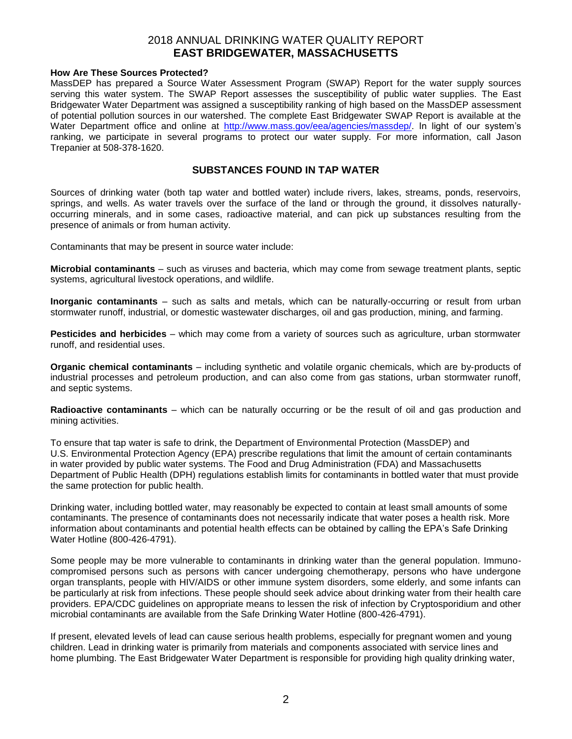**How Are These Sources Protected?**

MassDEP has prepared a Source Water Assessment Program (SWAP) Report for the water supply sources serving this water system. The SWAP Report assesses the susceptibility of public water supplies. The East Bridgewater Water Department was assigned a susceptibility ranking of high based on the MassDEP assessment of potential pollution sources in our watershed. The complete East Bridgewater SWAP Report is available at the Water Department office and online at http://www.mass.gov/eea/agencies/massdep/. In light of our system's ranking, we participate in several programs to protect our water supply. For more information, call Jason Trepanier at 508-378-1620.

## SUBSTANCES FOUND IN TAP WATER

Sources of drinking water (both tap water and bottled water) include rivers, lakes, streams, ponds, reservoirs, springs, and wells. As water travels over the surface of the land or through the ground, it dissolves naturally-occurring minerals, and in some cases, radioactive material, and can pick up substances resulting from the presence of animals or from human activity.

Contaminants that may be present in source water include:

**Microbial contaminants** – such as viruses and bacteria, which may come from sewage treatment plants, septic systems, agricultural livestock operations, and wildlife.

**Inorganic contaminants** – such as salts and metals, which can be naturally-occurring or result from urban stormwater runoff, industrial, or domestic wastewater discharges, oil and gas production, mining, and farming.

**Pesticides and herbicides** – which may come from a variety of sources such as agriculture, urban stormwater runoff, and residential uses.

**Organic chemical contaminants** – including synthetic and volatile organic chemicals, which are by-products of industrial processes and petroleum production, and can also come from gas stations, urban stormwater runoff, and septic systems.

**Radioactive contaminants** – which can be naturally occurring or be the result of oil and gas production and mining activities.

To ensure that tap water is safe to drink, the Department of Environmental Protection (MassDEP) and U.S. Environmental Protection Agency (EPA) prescribe regulations that limit the amount of certain contaminants in water provided by public water systems. The Food and Drug Administration (FDA) and Massachusetts Department of Public Health (DPH) regulations establish limits for contaminants in bottled water that must provide the same protection for public health.

Drinking water, including bottled water, may reasonably be expected to contain at least small amounts of some contaminants. The presence of contaminants does not necessarily indicate that water poses a health risk. More information about contaminants and potential health effects can be obtained by calling the EPA's Safe Drinking Water Hotline (800-426-4791).

Some people may be more vulnerable to contaminants in drinking water than the general population. Immuno-compromised persons such as persons with cancer undergoing chemotherapy, persons who have undergone organ transplants, people with HIV/AIDS or other immune system disorders, some elderly, and some infants can be particularly at risk from infections. These people should seek advice about drinking water from their health care providers. EPA/CDC guidelines on appropriate means to lessen the risk of infection by Cryptosporidium and other microbial contaminants are available from the Safe Drinking Water Hotline (800-426-4791).

If present, elevated levels of lead can cause serious health problems, especially for pregnant women and young children. Lead in drinking water is primarily from materials and components associated with service lines and home plumbing. The East Bridgewater Water Department is responsible for providing high quality drinking water,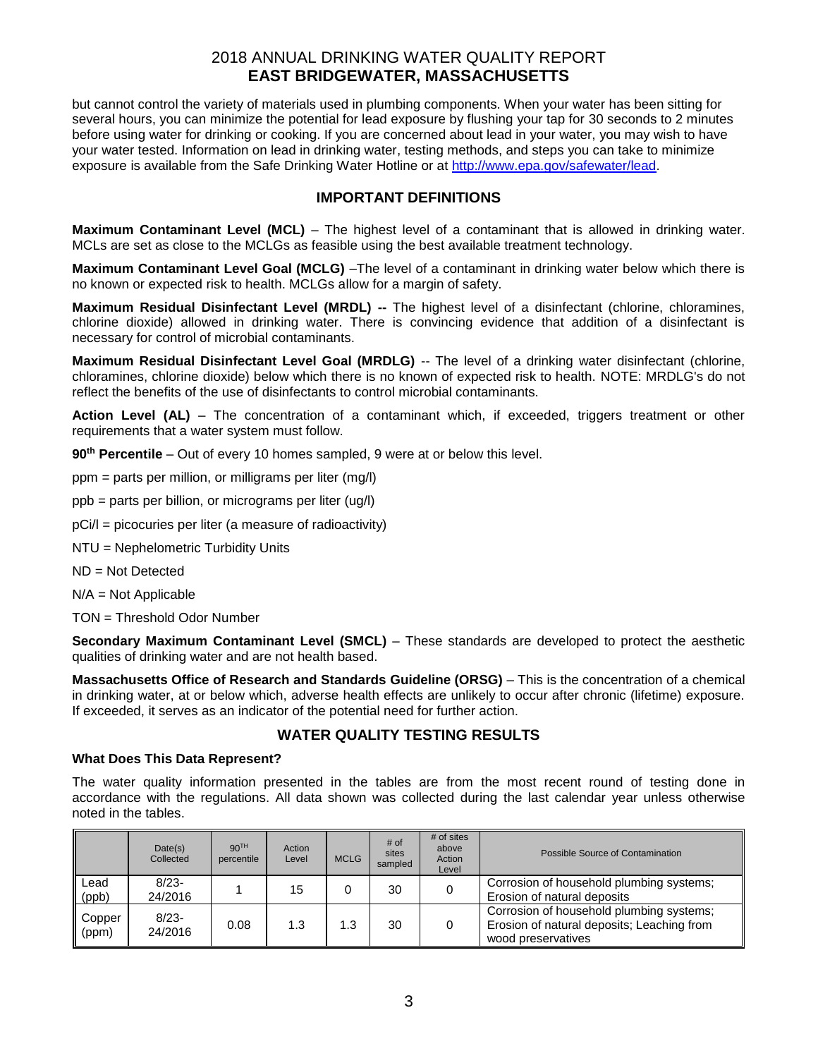but cannot control the variety of materials used in plumbing components. When your water has been sitting for several hours, you can minimize the potential for lead exposure by flushing your tap for 30 seconds to 2 minutes before using water for drinking or cooking. If you are concerned about lead in your water, you may wish to have your water tested. Information on lead in drinking water, testing methods, and steps you can take to minimize exposure is available from the Safe Drinking Water Hotline or at [http://www.epa.gov/safewater/lead](http://www.epa.gov/safewater/lead).

## IMPORTANT DEFINITIONS

**Maximum Contaminant Level (MCL)** – The highest level of a contaminant that is allowed in drinking water. MCLs are set as close to the MCLGs as feasible using the best available treatment technology.

**Maximum Contaminant Level Goal (MCLG)** –The level of a contaminant in drinking water below which there is no known or expected risk to health. MCLGs allow for a margin of safety.

**Maximum Residual Disinfectant Level (MRDL) --** The highest level of a disinfectant (chlorine, chloramines, chlorine dioxide) allowed in drinking water. There is convincing evidence that addition of a disinfectant is necessary for control of microbial contaminants.

**Maximum Residual Disinfectant Level Goal (MRDLG)** -- The level of a drinking water disinfectant (chlorine, chloramines, chlorine dioxide) below which there is no known of expected risk to health. NOTE: MRDLG's do not reflect the benefits of the use of disinfectants to control microbial contaminants.

**Action Level (AL)** – The concentration of a contaminant which, if exceeded, triggers treatment or other requirements that a water system must follow.

**90th Percentile** – Out of every 10 homes sampled, 9 were at or below this level.

ppm = parts per million, or milligrams per liter (mg/l)

ppb = parts per billion, or micrograms per liter (ug/l)

pCi/l = picocuries per liter (a measure of radioactivity)

NTU = Nephelometric Turbidity Units

ND = Not Detected

N/A = Not Applicable

TON = Threshold Odor Number

**Secondary Maximum Contaminant Level (SMCL)** – These standards are developed to protect the aesthetic qualities of drinking water and are not health based.

**Massachusetts Office of Research and Standards Guideline (ORSG)** – This is the concentration of a chemical in drinking water, at or below which, adverse health effects are unlikely to occur after chronic (lifetime) exposure. If exceeded, it serves as an indicator of the potential need for further action.

## WATER QUALITY TESTING RESULTS

### What Does This Data Represent?

The water quality information presented in the tables are from the most recent round of testing done in accordance with the regulations. All data shown was collected during the last calendar year unless otherwise noted in the tables.

| | Date(s) Collected | 90TH percentile | Action Level | MCLG | # of sites sampled | # of sites above Action Level | Possible Source of Contamination |
|---|---|---|---|---|---|---|---|
| Lead (ppb) | 8/23-24/2016 | 1 | 15 | 0 | 30 | 0 | Corrosion of household plumbing systems; Erosion of natural deposits |
| Copper (ppm) | 8/23-24/2016 | 0.08 | 1.3 | 1.3 | 30 | 0 | Corrosion of household plumbing systems; Erosion of natural deposits; Leaching from wood preservatives |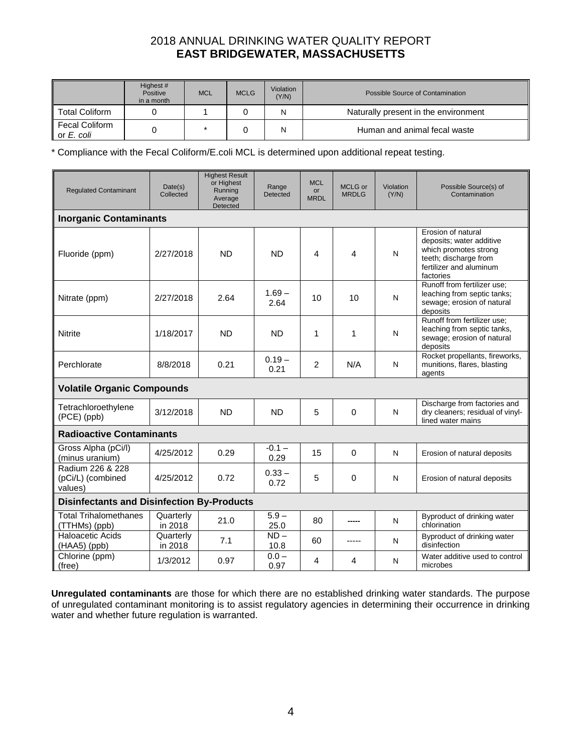# 2018 ANNUAL DRINKING WATER QUALITY REPORT
## EAST BRIDGEWATER, MASSACHUSETTS

| | Highest # Positive in a month | MCL | MCLG | Violation (Y/N) | Possible Source of Contamination |
|---|---|---|---|---|---|
| Total Coliform | 0 | 1 | 0 | N | Naturally present in the environment |
| Fecal Coliform or *E. coli* | 0 | * | 0 | N | Human and animal fecal waste |

* Compliance with the Fecal Coliform/E.coli MCL is determined upon additional repeat testing.

| Regulated Contaminant | Date(s) Collected | Highest Result or Highest Running Average Detected | Range Detected | MCL or MRDL | MCLG or MRDLG | Violation (Y/N) | Possible Source(s) of Contamination |
|---|---|---|---|---|---|---|---|
| **Inorganic Contaminants** | | | | | | | |
| Fluoride (ppm) | 2/27/2018 | ND | ND | 4 | 4 | N | Erosion of natural deposits; water additive which promotes strong teeth; discharge from fertilizer and aluminum factories |
| Nitrate (ppm) | 2/27/2018 | 2.64 | 1.69 – 2.64 | 10 | 10 | N | Runoff from fertilizer use; leaching from septic tanks; sewage; erosion of natural deposits |
| Nitrite | 1/18/2017 | ND | ND | 1 | 1 | N | Runoff from fertilizer use; leaching from septic tanks, sewage; erosion of natural deposits |
| Perchlorate | 8/8/2018 | 0.21 | 0.19 – 0.21 | 2 | N/A | N | Rocket propellants, fireworks, munitions, flares, blasting agents |
| **Volatile Organic Compounds** | | | | | | | |
| Tetrachloroethylene (PCE) (ppb) | 3/12/2018 | ND | ND | 5 | 0 | N | Discharge from factories and dry cleaners; residual of vinyl-lined water mains |
| **Radioactive Contaminants** | | | | | | | |
| Gross Alpha (pCi/l) (minus uranium) | 4/25/2012 | 0.29 | -0.1 – 0.29 | 15 | 0 | N | Erosion of natural deposits |
| Radium 226 & 228 (pCi/L) (combined values) | 4/25/2012 | 0.72 | 0.33 – 0.72 | 5 | 0 | N | Erosion of natural deposits |
| **Disinfectants and Disinfection By-Products** | | | | | | | |
| Total Trihalomethanes (TTHMs) (ppb) | Quarterly in 2018 | 21.0 | 5.9 – 25.0 | 80 | ----- | N | Byproduct of drinking water chlorination |
| Haloacetic Acids (HAA5) (ppb) | Quarterly in 2018 | 7.1 | ND – 10.8 | 60 | ----- | N | Byproduct of drinking water disinfection |
| Chlorine (ppm) (free) | 1/3/2012 | 0.97 | 0.0 – 0.97 | 4 | 4 | N | Water additive used to control microbes |

**Unregulated contaminants** are those for which there are no established drinking water standards. The purpose of unregulated contaminant monitoring is to assist regulatory agencies in determining their occurrence in drinking water and whether future regulation is warranted.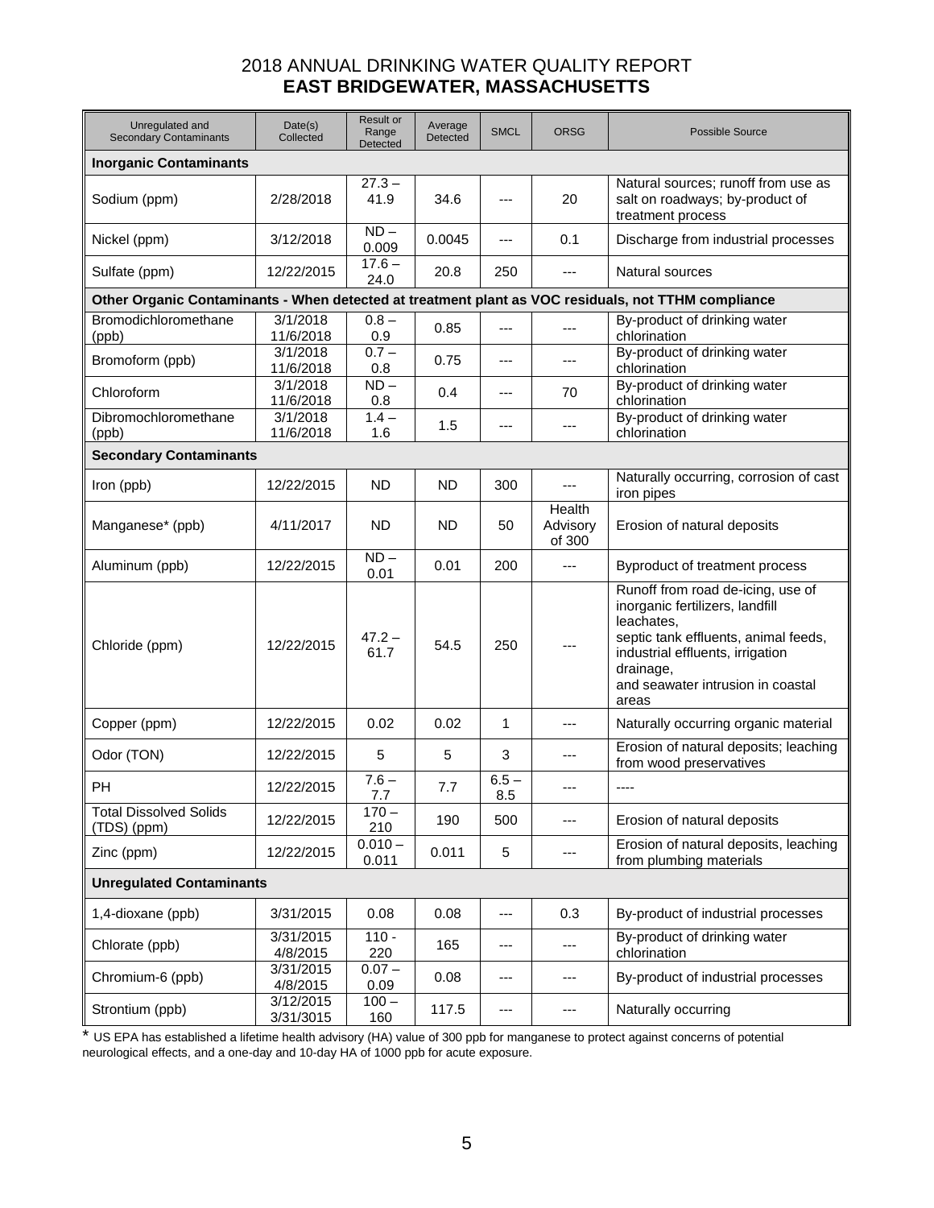# 2018 ANNUAL DRINKING WATER QUALITY REPORT
## EAST BRIDGEWATER, MASSACHUSETTS

| Unregulated and Secondary Contaminants | Date(s) Collected | Result or Range Detected | Average Detected | SMCL | ORSG | Possible Source |
|---|---|---|---|---|---|---|
| **Inorganic Contaminants** | | | | | | |
| Sodium (ppm) | 2/28/2018 | 27.3 – 41.9 | 34.6 | --- | 20 | Natural sources; runoff from use as salt on roadways; by-product of treatment process |
| Nickel (ppm) | 3/12/2018 | ND – 0.009 | 0.0045 | --- | 0.1 | Discharge from industrial processes |
| Sulfate (ppm) | 12/22/2015 | 17.6 – 24.0 | 20.8 | 250 | --- | Natural sources |
| **Other Organic Contaminants - When detected at treatment plant as VOC residuals, not TTHM compliance** | | | | | | |
| Bromodichloromethane (ppb) | 3/1/2018 11/6/2018 | 0.8 – 0.9 | 0.85 | --- | --- | By-product of drinking water chlorination |
| Bromoform (ppb) | 3/1/2018 11/6/2018 | 0.7 – 0.8 | 0.75 | --- | --- | By-product of drinking water chlorination |
| Chloroform | 3/1/2018 11/6/2018 | ND – 0.8 | 0.4 | --- | 70 | By-product of drinking water chlorination |
| Dibromochloromethane (ppb) | 3/1/2018 11/6/2018 | 1.4 – 1.6 | 1.5 | --- | --- | By-product of drinking water chlorination |
| **Secondary Contaminants** | | | | | | |
| Iron (ppb) | 12/22/2015 | ND | ND | 300 | --- | Naturally occurring, corrosion of cast iron pipes |
| Manganese* (ppb) | 4/11/2017 | ND | ND | 50 | Health Advisory of 300 | Erosion of natural deposits |
| Aluminum (ppb) | 12/22/2015 | ND – 0.01 | 0.01 | 200 | --- | Byproduct of treatment process |
| Chloride (ppm) | 12/22/2015 | 47.2 – 61.7 | 54.5 | 250 | --- | Runoff from road de-icing, use of inorganic fertilizers, landfill leachates, septic tank effluents, animal feeds, industrial effluents, irrigation drainage, and seawater intrusion in coastal areas |
| Copper (ppm) | 12/22/2015 | 0.02 | 0.02 | 1 | --- | Naturally occurring organic material |
| Odor (TON) | 12/22/2015 | 5 | 5 | 3 | --- | Erosion of natural deposits; leaching from wood preservatives |
| PH | 12/22/2015 | 7.6 – 7.7 | 7.7 | 6.5 – 8.5 | --- | ---- |
| Total Dissolved Solids (TDS) (ppm) | 12/22/2015 | 170 – 210 | 190 | 500 | --- | Erosion of natural deposits |
| Zinc (ppm) | 12/22/2015 | 0.010 – 0.011 | 0.011 | 5 | --- | Erosion of natural deposits, leaching from plumbing materials |
| **Unregulated Contaminants** | | | | | | |
| 1,4-dioxane (ppb) | 3/31/2015 | 0.08 | 0.08 | --- | 0.3 | By-product of industrial processes |
| Chlorate (ppb) | 3/31/2015 4/8/2015 | 110 - 220 | 165 | --- | --- | By-product of drinking water chlorination |
| Chromium-6 (ppb) | 3/31/2015 4/8/2015 | 0.07 – 0.09 | 0.08 | --- | --- | By-product of industrial processes |
| Strontium (ppb) | 3/12/2015 3/31/3015 | 100 – 160 | 117.5 | --- | --- | Naturally occurring |

* US EPA has established a lifetime health advisory (HA) value of 300 ppb for manganese to protect against concerns of potential neurological effects, and a one-day and 10-day HA of 1000 ppb for acute exposure.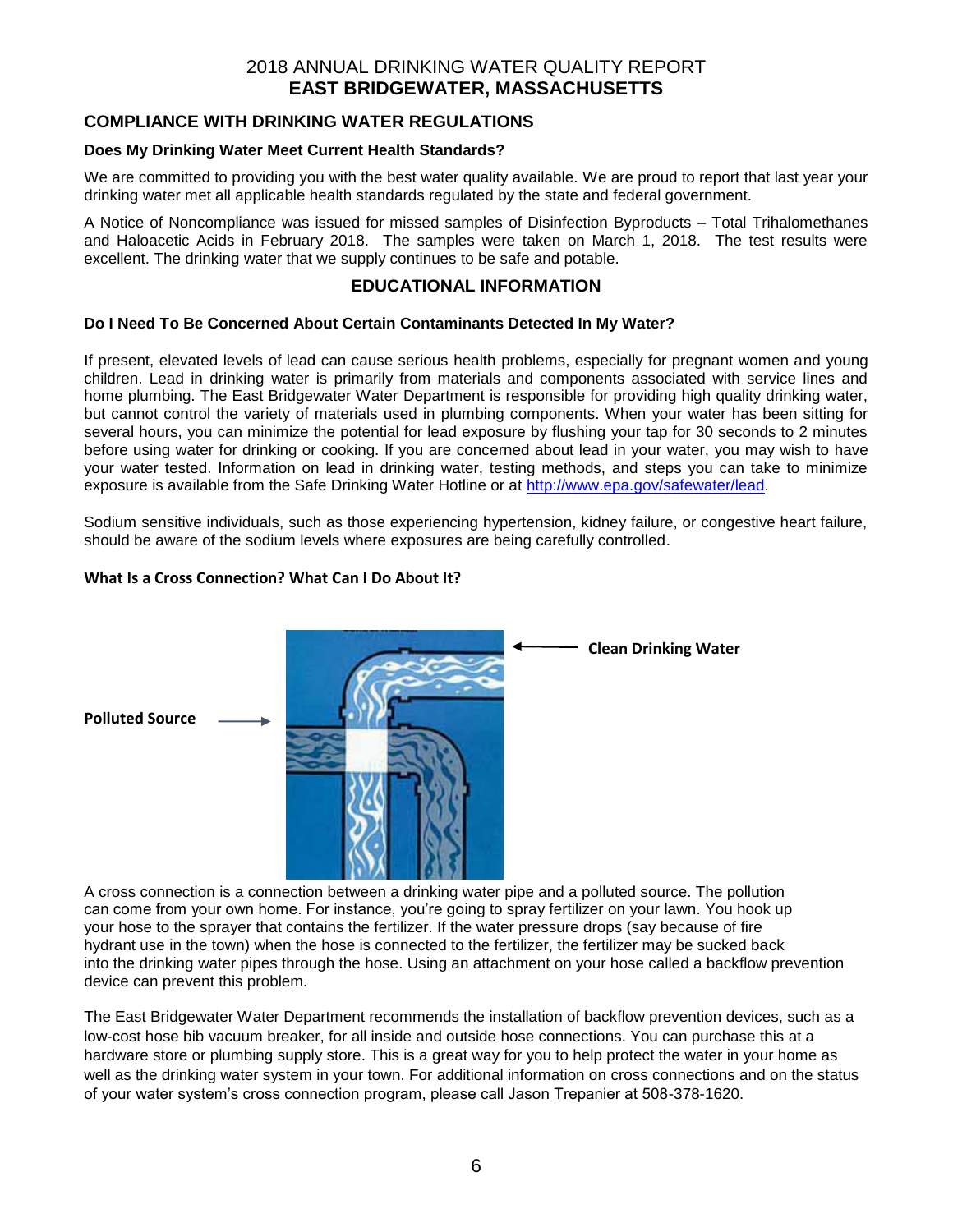2018 ANNUAL DRINKING WATER QUALITY REPORT

# EAST BRIDGEWATER, MASSACHUSETTS

## COMPLIANCE WITH DRINKING WATER REGULATIONS

### Does My Drinking Water Meet Current Health Standards?

We are committed to providing you with the best water quality available. We are proud to report that last year your drinking water met all applicable health standards regulated by the state and federal government.

A Notice of Noncompliance was issued for missed samples of Disinfection Byproducts – Total Trihalomethanes and Haloacetic Acids in February 2018. The samples were taken on March 1, 2018. The test results were excellent. The drinking water that we supply continues to be safe and potable.

## EDUCATIONAL INFORMATION

### Do I Need To Be Concerned About Certain Contaminants Detected In My Water?

If present, elevated levels of lead can cause serious health problems, especially for pregnant women and young children. Lead in drinking water is primarily from materials and components associated with service lines and home plumbing. The East Bridgewater Water Department is responsible for providing high quality drinking water, but cannot control the variety of materials used in plumbing components. When your water has been sitting for several hours, you can minimize the potential for lead exposure by flushing your tap for 30 seconds to 2 minutes before using water for drinking or cooking. If you are concerned about lead in your water, you may wish to have your water tested. Information on lead in drinking water, testing methods, and steps you can take to minimize exposure is available from the Safe Drinking Water Hotline or at http://www.epa.gov/safewater/lead.

Sodium sensitive individuals, such as those experiencing hypertension, kidney failure, or congestive heart failure, should be aware of the sodium levels where exposures are being carefully controlled.

### What Is a Cross Connection? What Can I Do About It?

**Polluted Source**

**Clean Drinking Water**

A cross connection is a connection between a drinking water pipe and a polluted source. The pollution can come from your own home. For instance, you're going to spray fertilizer on your lawn. You hook up your hose to the sprayer that contains the fertilizer. If the water pressure drops (say because of fire hydrant use in the town) when the hose is connected to the fertilizer, the fertilizer may be sucked back into the drinking water pipes through the hose. Using an attachment on your hose called a backflow prevention device can prevent this problem.

The East Bridgewater Water Department recommends the installation of backflow prevention devices, such as a low-cost hose bib vacuum breaker, for all inside and outside hose connections. You can purchase this at a hardware store or plumbing supply store. This is a great way for you to help protect the water in your home as well as the drinking water system in your town. For additional information on cross connections and on the status of your water system's cross connection program, please call Jason Trepanier at 508-378-1620.